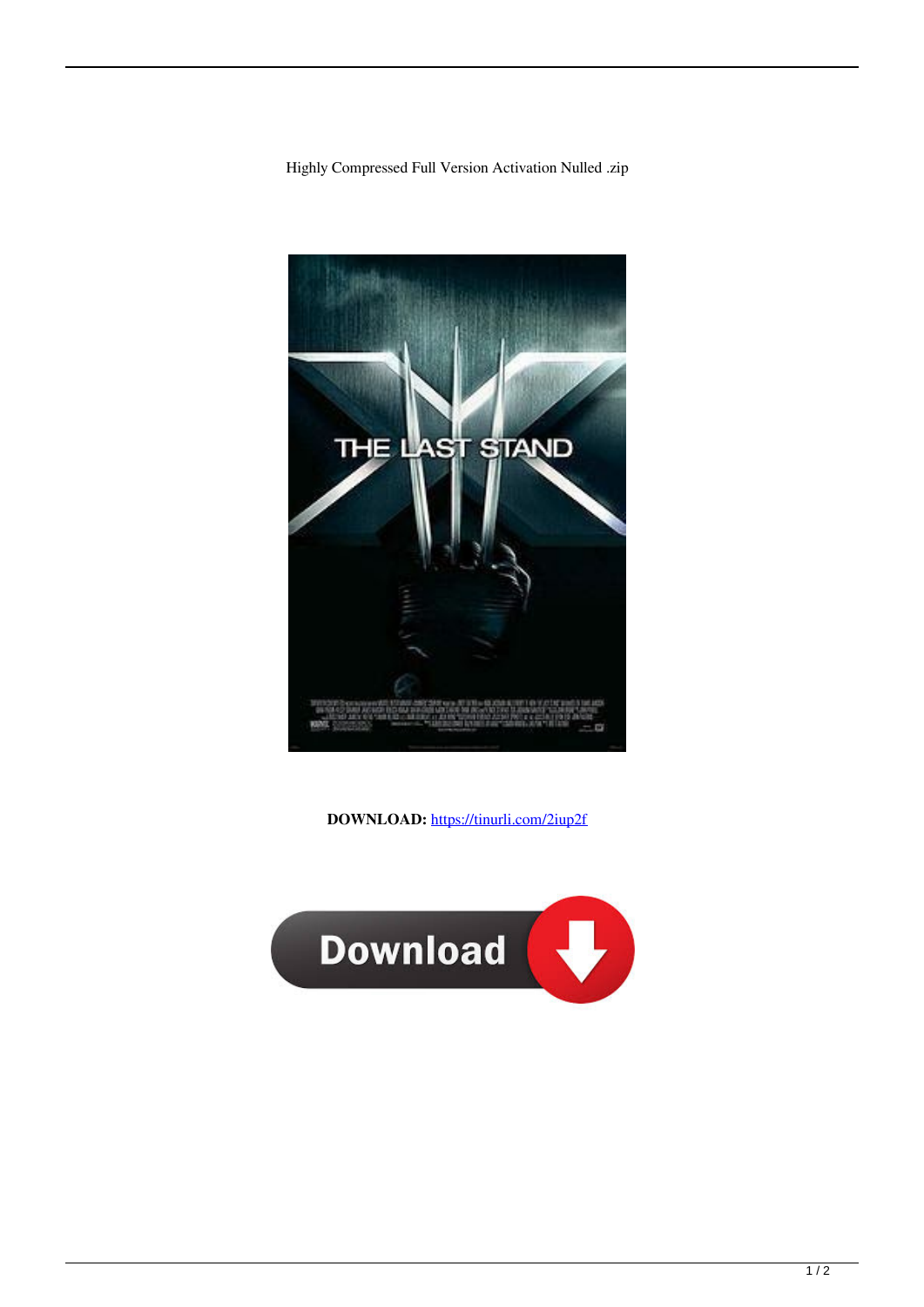Highly Compressed Full Version Activation Nulled .zip

**DOWNLOAD:** https://tinurli.com/2iup2f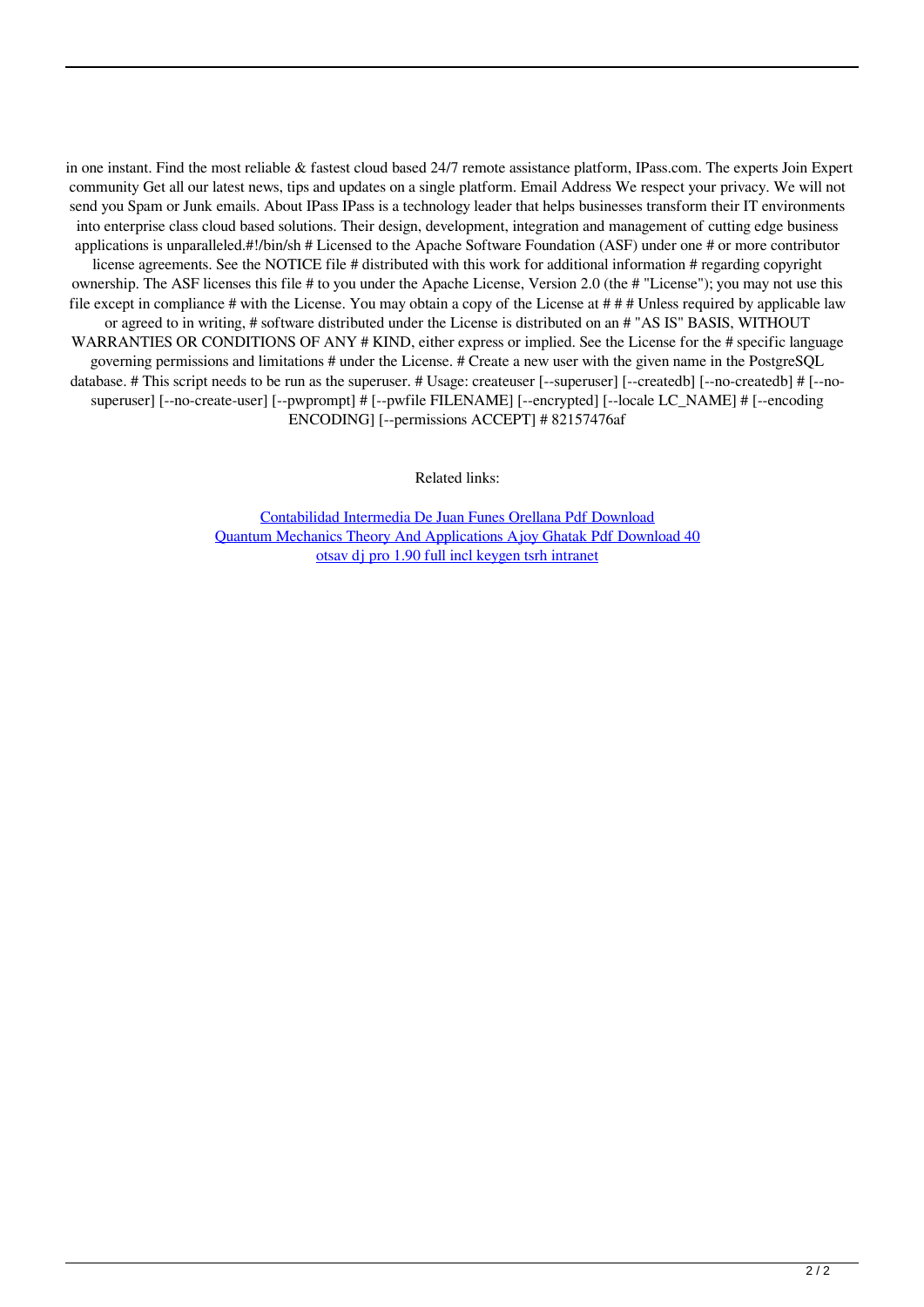in one instant. Find the most reliable & fastest cloud based 24/7 remote assistance platform, IPass.com. The experts Join Expert community Get all our latest news, tips and updates on a single platform. Email Address We respect your privacy. We will not send you Spam or Junk emails. About IPass IPass is a technology leader that helps businesses transform their IT environments into enterprise class cloud based solutions. Their design, development, integration and management of cutting edge business applications is unparalleled.#!/bin/sh # Licensed to the Apache Software Foundation (ASF) under one # or more contributor license agreements. See the NOTICE file # distributed with this work for additional information # regarding copyright ownership. The ASF licenses this file # to you under the Apache License, Version 2.0 (the # "License"); you may not use this file except in compliance # with the License. You may obtain a copy of the License at # # # Unless required by applicable law or agreed to in writing, # software distributed under the License is distributed on an # "AS IS" BASIS, WITHOUT WARRANTIES OR CONDITIONS OF ANY # KIND, either express or implied. See the License for the # specific language governing permissions and limitations # under the License. # Create a new user with the given name in the PostgreSQL database. # This script needs to be run as the superuser. # Usage: createuser [--superuser] [--createdb] [--no-createdb] # [--no-superuser] [--no-create-user] [--pwprompt] # [--pwfile FILENAME] [--encrypted] [--locale LC_NAME] # [--encoding ENCODING] [--permissions ACCEPT] # 82157476af

Related links:

Contabilidad Intermedia De Juan Funes Orellana Pdf Download
Quantum Mechanics Theory And Applications Ajoy Ghatak Pdf Download 40
otsav dj pro 1.90 full incl keygen tsrh intranet